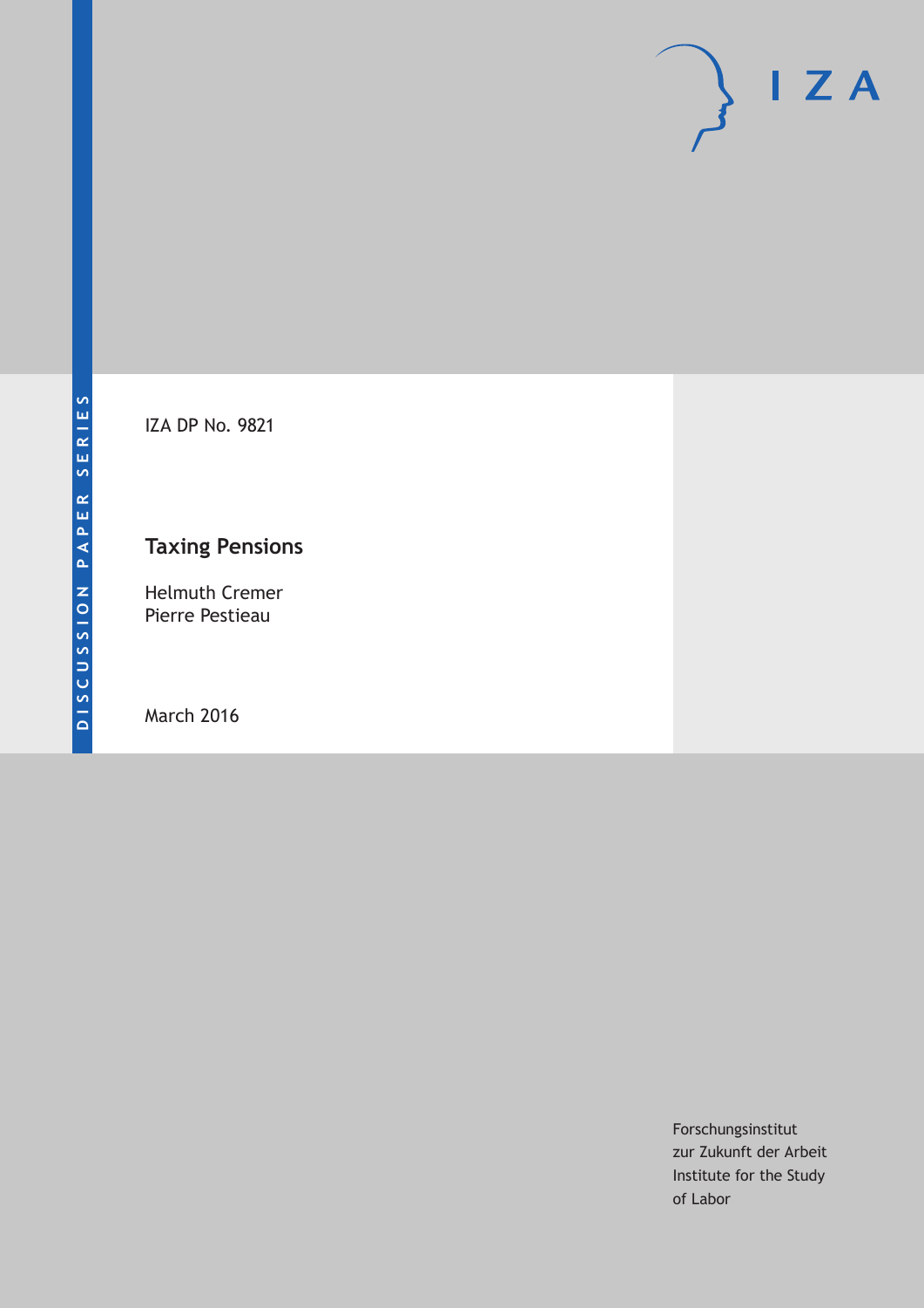DISCUSSION PAPER SERIES

IZA

IZA DP No. 9821

# Taxing Pensions

Helmuth Cremer
Pierre Pestieau

March 2016

Forschungsinstitut
zur Zukunft der Arbeit
Institute for the Study
of Labor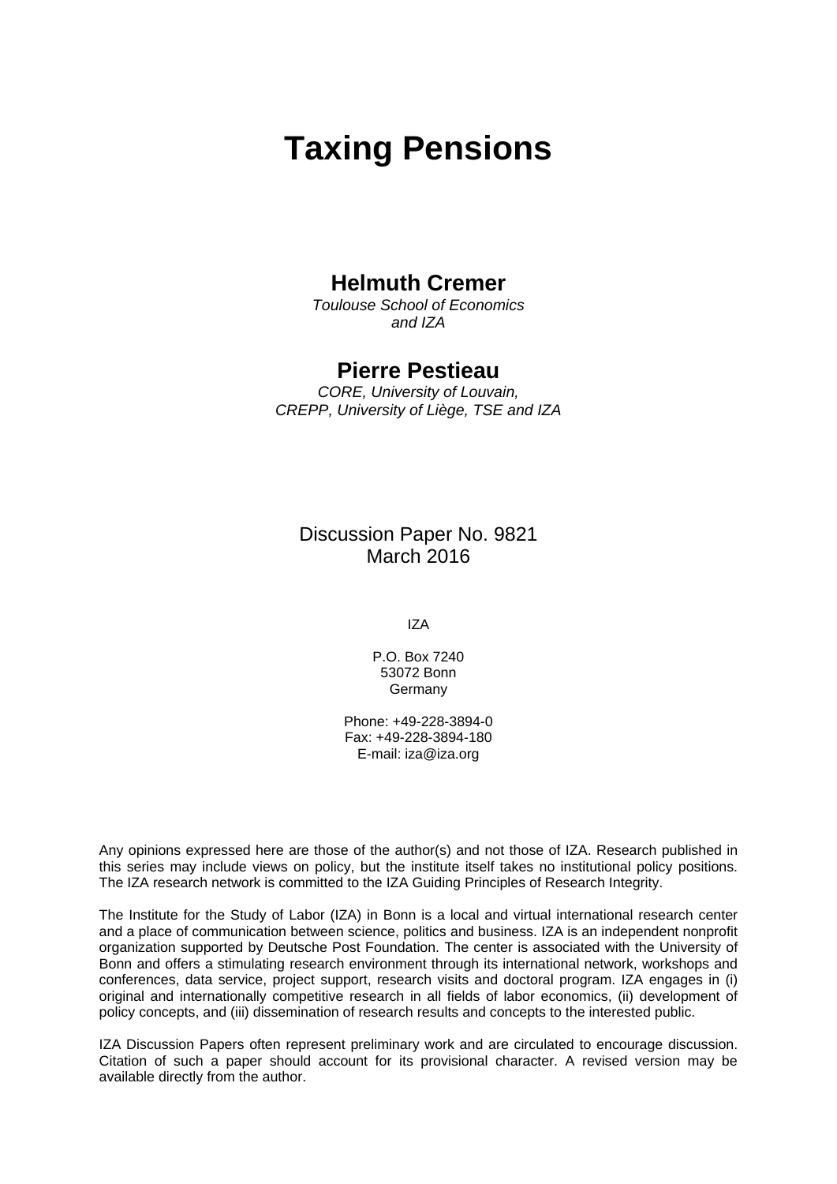# Taxing Pensions

## Helmuth Cremer

*Toulouse School of Economics and IZA*

## Pierre Pestieau

*CORE, University of Louvain, CREPP, University of Liège, TSE and IZA*

Discussion Paper No. 9821
March 2016

IZA

P.O. Box 7240
53072 Bonn
Germany

Phone: +49-228-3894-0
Fax: +49-228-3894-180
E-mail: iza@iza.org

Any opinions expressed here are those of the author(s) and not those of IZA. Research published in this series may include views on policy, but the institute itself takes no institutional policy positions. The IZA research network is committed to the IZA Guiding Principles of Research Integrity.

The Institute for the Study of Labor (IZA) in Bonn is a local and virtual international research center and a place of communication between science, politics and business. IZA is an independent nonprofit organization supported by Deutsche Post Foundation. The center is associated with the University of Bonn and offers a stimulating research environment through its international network, workshops and conferences, data service, project support, research visits and doctoral program. IZA engages in (i) original and internationally competitive research in all fields of labor economics, (ii) development of policy concepts, and (iii) dissemination of research results and concepts to the interested public.

IZA Discussion Papers often represent preliminary work and are circulated to encourage discussion. Citation of such a paper should account for its provisional character. A revised version may be available directly from the author.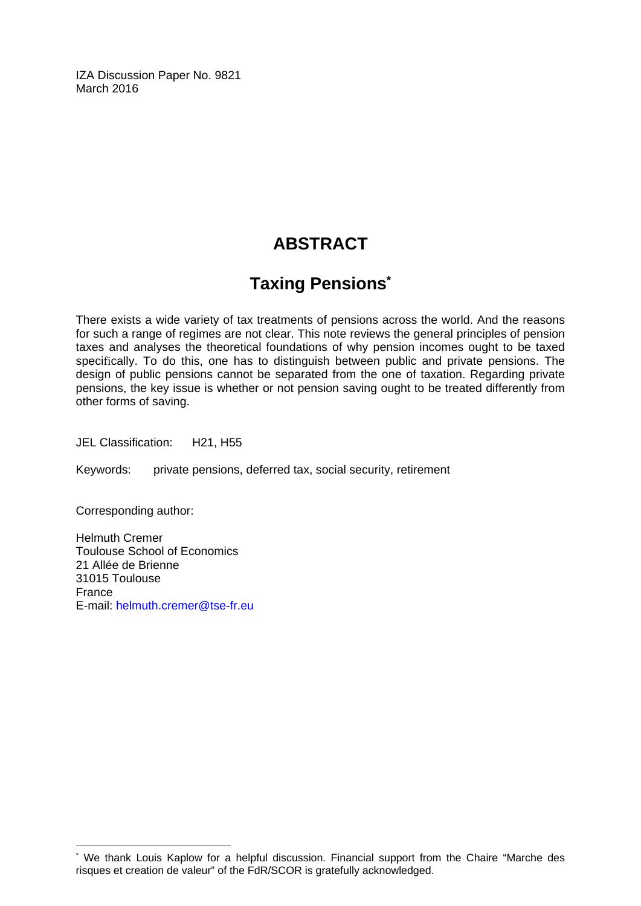IZA Discussion Paper No. 9821
March 2016

# ABSTRACT

## Taxing Pensions*

There exists a wide variety of tax treatments of pensions across the world. And the reasons for such a range of regimes are not clear. This note reviews the general principles of pension taxes and analyses the theoretical foundations of why pension incomes ought to be taxed specifically. To do this, one has to distinguish between public and private pensions. The design of public pensions cannot be separated from the one of taxation. Regarding private pensions, the key issue is whether or not pension saving ought to be treated differently from other forms of saving.

JEL Classification: H21, H55

Keywords: private pensions, deferred tax, social security, retirement

Corresponding author:

Helmuth Cremer
Toulouse School of Economics
21 Allée de Brienne
31015 Toulouse
France
E-mail: helmuth.cremer@tse-fr.eu

* We thank Louis Kaplow for a helpful discussion. Financial support from the Chaire "Marche des risques et creation de valeur" of the FdR/SCOR is gratefully acknowledged.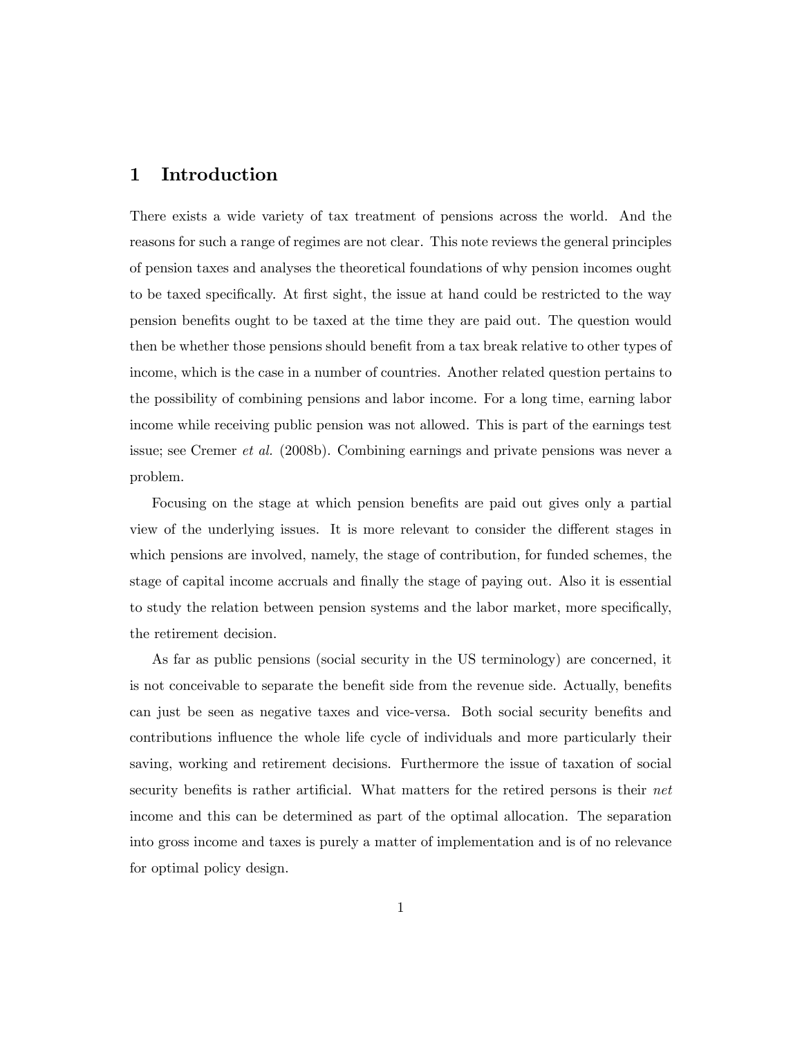# 1 Introduction

There exists a wide variety of tax treatment of pensions across the world. And the reasons for such a range of regimes are not clear. This note reviews the general principles of pension taxes and analyses the theoretical foundations of why pension incomes ought to be taxed specifically. At first sight, the issue at hand could be restricted to the way pension benefits ought to be taxed at the time they are paid out. The question would then be whether those pensions should benefit from a tax break relative to other types of income, which is the case in a number of countries. Another related question pertains to the possibility of combining pensions and labor income. For a long time, earning labor income while receiving public pension was not allowed. This is part of the earnings test issue; see Cremer *et al.* (2008b). Combining earnings and private pensions was never a problem.

Focusing on the stage at which pension benefits are paid out gives only a partial view of the underlying issues. It is more relevant to consider the different stages in which pensions are involved, namely, the stage of contribution, for funded schemes, the stage of capital income accruals and finally the stage of paying out. Also it is essential to study the relation between pension systems and the labor market, more specifically, the retirement decision.

As far as public pensions (social security in the US terminology) are concerned, it is not conceivable to separate the benefit side from the revenue side. Actually, benefits can just be seen as negative taxes and vice-versa. Both social security benefits and contributions influence the whole life cycle of individuals and more particularly their saving, working and retirement decisions. Furthermore the issue of taxation of social security benefits is rather artificial. What matters for the retired persons is their *net* income and this can be determined as part of the optimal allocation. The separation into gross income and taxes is purely a matter of implementation and is of no relevance for optimal policy design.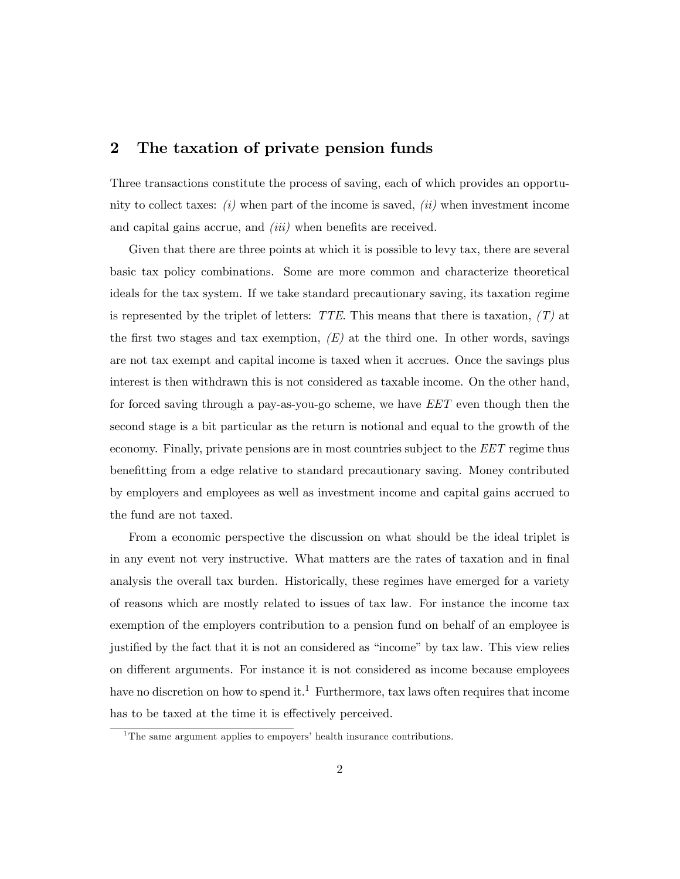## 2 The taxation of private pension funds

Three transactions constitute the process of saving, each of which provides an opportunity to collect taxes: *(i)* when part of the income is saved, *(ii)* when investment income and capital gains accrue, and *(iii)* when benefits are received.

Given that there are three points at which it is possible to levy tax, there are several basic tax policy combinations. Some are more common and characterize theoretical ideals for the tax system. If we take standard precautionary saving, its taxation regime is represented by the triplet of letters: *TTE*. This means that there is taxation, *(T)* at the first two stages and tax exemption, *(E)* at the third one. In other words, savings are not tax exempt and capital income is taxed when it accrues. Once the savings plus interest is then withdrawn this is not considered as taxable income. On the other hand, for forced saving through a pay-as-you-go scheme, we have *EET* even though then the second stage is a bit particular as the return is notional and equal to the growth of the economy. Finally, private pensions are in most countries subject to the *EET* regime thus benefitting from a edge relative to standard precautionary saving. Money contributed by employers and employees as well as investment income and capital gains accrued to the fund are not taxed.

From a economic perspective the discussion on what should be the ideal triplet is in any event not very instructive. What matters are the rates of taxation and in final analysis the overall tax burden. Historically, these regimes have emerged for a variety of reasons which are mostly related to issues of tax law. For instance the income tax exemption of the employers contribution to a pension fund on behalf of an employee is justified by the fact that it is not an considered as "income" by tax law. This view relies on different arguments. For instance it is not considered as income because employees have no discretion on how to spend it.[1] Furthermore, tax laws often requires that income has to be taxed at the time it is effectively perceived.

[1] The same argument applies to empoyers' health insurance contributions.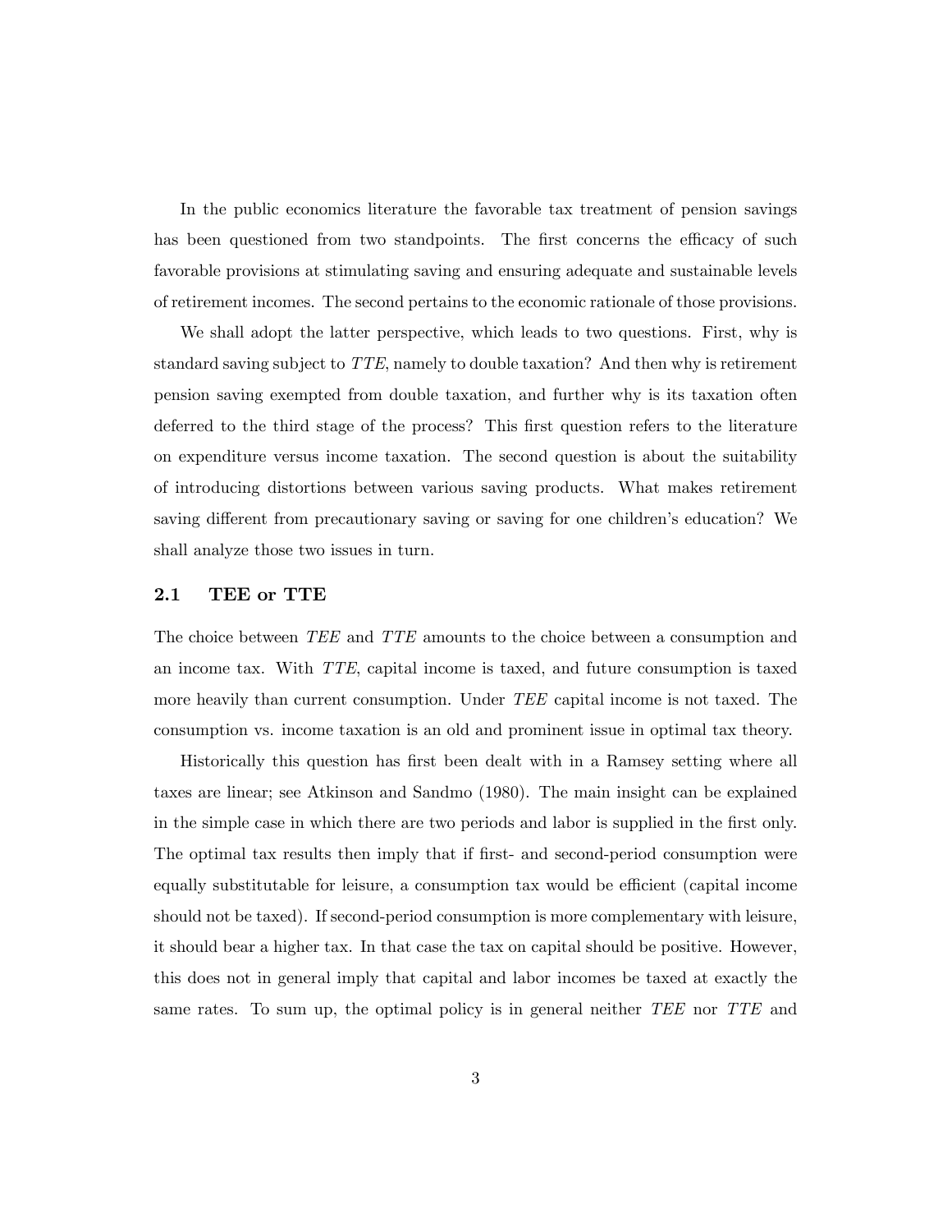In the public economics literature the favorable tax treatment of pension savings has been questioned from two standpoints. The first concerns the efficacy of such favorable provisions at stimulating saving and ensuring adequate and sustainable levels of retirement incomes. The second pertains to the economic rationale of those provisions.

We shall adopt the latter perspective, which leads to two questions. First, why is standard saving subject to *TTE*, namely to double taxation? And then why is retirement pension saving exempted from double taxation, and further why is its taxation often deferred to the third stage of the process? This first question refers to the literature on expenditure versus income taxation. The second question is about the suitability of introducing distortions between various saving products. What makes retirement saving different from precautionary saving or saving for one children's education? We shall analyze those two issues in turn.

## 2.1 TEE or TTE

The choice between *TEE* and *TTE* amounts to the choice between a consumption and an income tax. With *TTE*, capital income is taxed, and future consumption is taxed more heavily than current consumption. Under *TEE* capital income is not taxed. The consumption vs. income taxation is an old and prominent issue in optimal tax theory.

Historically this question has first been dealt with in a Ramsey setting where all taxes are linear; see Atkinson and Sandmo (1980). The main insight can be explained in the simple case in which there are two periods and labor is supplied in the first only. The optimal tax results then imply that if first- and second-period consumption were equally substitutable for leisure, a consumption tax would be efficient (capital income should not be taxed). If second-period consumption is more complementary with leisure, it should bear a higher tax. In that case the tax on capital should be positive. However, this does not in general imply that capital and labor incomes be taxed at exactly the same rates. To sum up, the optimal policy is in general neither *TEE* nor *TTE* and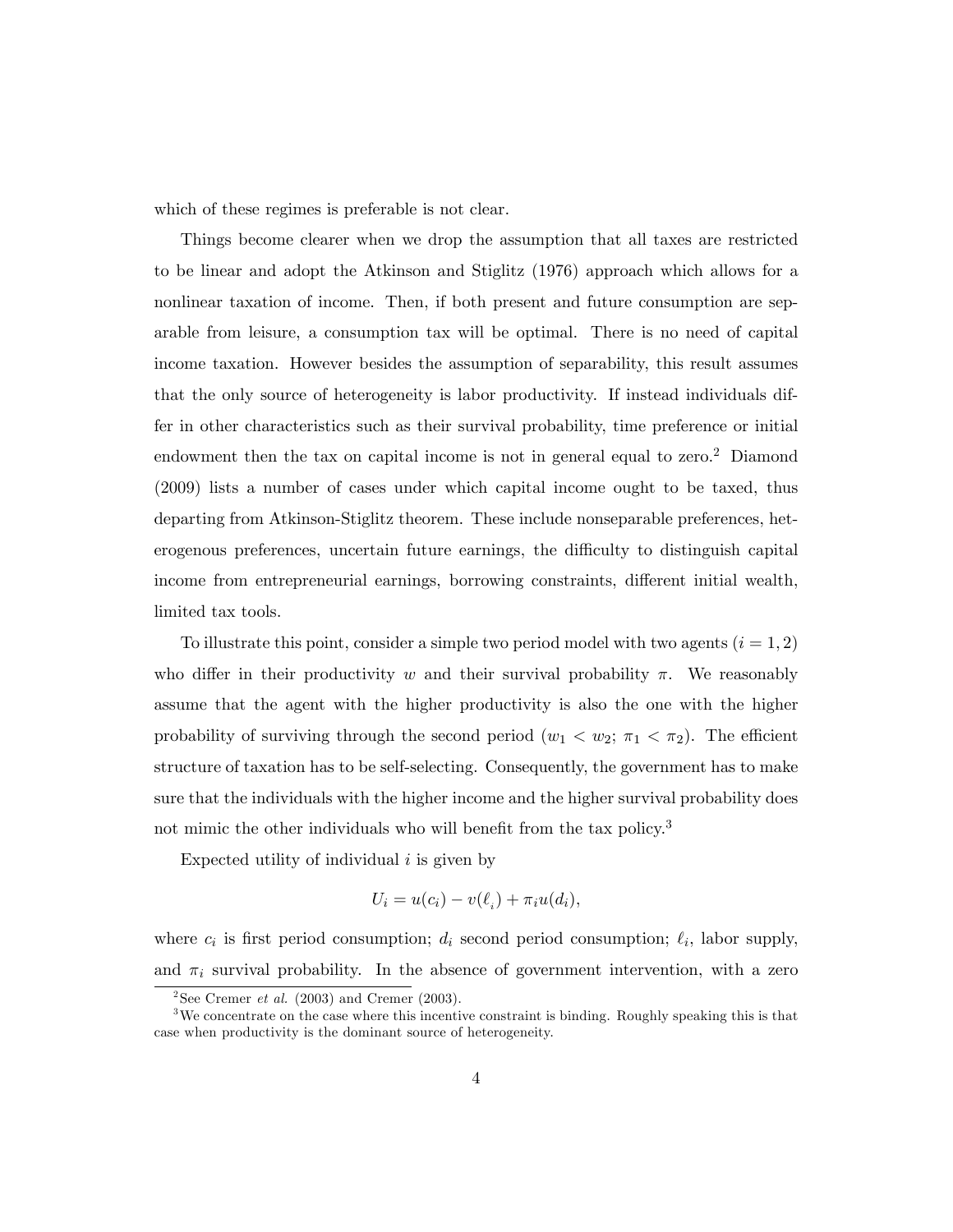which of these regimes is preferable is not clear.

Things become clearer when we drop the assumption that all taxes are restricted to be linear and adopt the Atkinson and Stiglitz (1976) approach which allows for a nonlinear taxation of income. Then, if both present and future consumption are separable from leisure, a consumption tax will be optimal. There is no need of capital income taxation. However besides the assumption of separability, this result assumes that the only source of heterogeneity is labor productivity. If instead individuals differ in other characteristics such as their survival probability, time preference or initial endowment then the tax on capital income is not in general equal to zero.[2] Diamond (2009) lists a number of cases under which capital income ought to be taxed, thus departing from Atkinson-Stiglitz theorem. These include nonseparable preferences, heterogenous preferences, uncertain future earnings, the difficulty to distinguish capital income from entrepreneurial earnings, borrowing constraints, different initial wealth, limited tax tools.

To illustrate this point, consider a simple two period model with two agents ($i = 1, 2$) who differ in their productivity $w$ and their survival probability $\pi$. We reasonably assume that the agent with the higher productivity is also the one with the higher probability of surviving through the second period ($w_1 < w_2$; $\pi_1 < \pi_2$). The efficient structure of taxation has to be self-selecting. Consequently, the government has to make sure that the individuals with the higher income and the higher survival probability does not mimic the other individuals who will benefit from the tax policy.[3]

Expected utility of individual $i$ is given by

$$U_i = u(c_i) - v(\ell_i) + \pi_i u(d_i),$$

where $c_i$ is first period consumption; $d_i$ second period consumption; $\ell_i$, labor supply, and $\pi_i$ survival probability. In the absence of government intervention, with a zero

[2] See Cremer *et al.* (2003) and Cremer (2003).

[3] We concentrate on the case where this incentive constraint is binding. Roughly speaking this is that case when productivity is the dominant source of heterogeneity.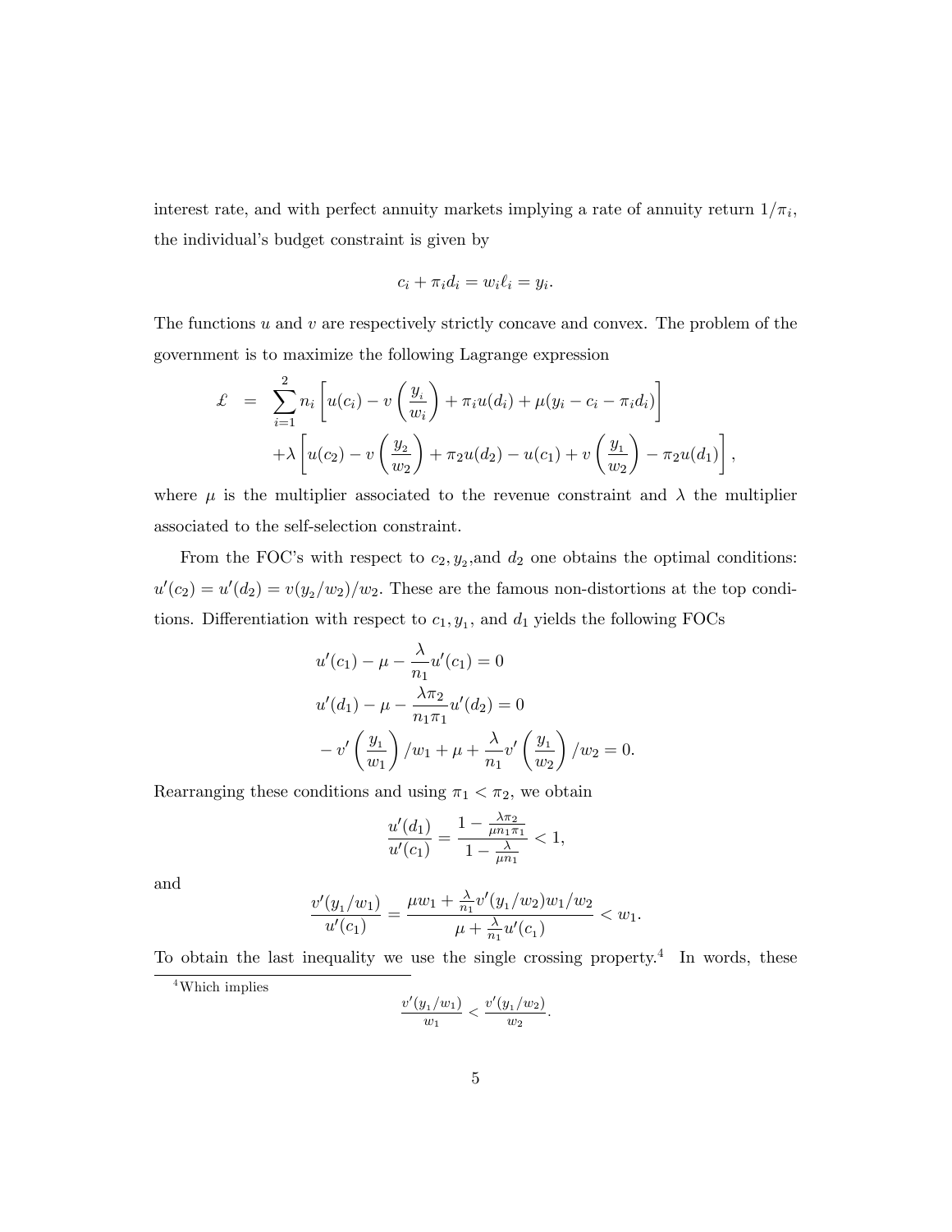interest rate, and with perfect annuity markets implying a rate of annuity return $1/\pi_i$, the individual's budget constraint is given by

$$c_i + \pi_i d_i = w_i \ell_i = y_i.$$

The functions $u$ and $v$ are respectively strictly concave and convex. The problem of the government is to maximize the following Lagrange expression

$$\begin{aligned}
\pounds &= \sum_{i=1}^{2} n_i \left[ u(c_i) - v\left(\frac{y_i}{w_i}\right) + \pi_i u(d_i) + \mu(y_i - c_i - \pi_i d_i) \right] \\
&\quad + \lambda \left[ u(c_2) - v\left(\frac{y_2}{w_2}\right) + \pi_2 u(d_2) - u(c_1) + v\left(\frac{y_1}{w_2}\right) - \pi_2 u(d_1) \right],
\end{aligned}$$

where $\mu$ is the multiplier associated to the revenue constraint and $\lambda$ the multiplier associated to the self-selection constraint.

From the FOC's with respect to $c_2, y_2$, and $d_2$ one obtains the optimal conditions: $u'(c_2) = u'(d_2) = v(y_2/w_2)/w_2$. These are the famous non-distortions at the top conditions. Differentiation with respect to $c_1, y_1$, and $d_1$ yields the following FOCs

$$\begin{aligned}
&u'(c_1) - \mu - \frac{\lambda}{n_1} u'(c_1) = 0 \\
&u'(d_1) - \mu - \frac{\lambda \pi_2}{n_1 \pi_1} u'(d_2) = 0 \\
&-v'\left(\frac{y_1}{w_1}\right)/w_1 + \mu + \frac{\lambda}{n_1} v'\left(\frac{y_1}{w_2}\right)/w_2 = 0.
\end{aligned}$$

Rearranging these conditions and using $\pi_1 < \pi_2$, we obtain

$$\frac{u'(d_1)}{u'(c_1)} = \frac{1 - \frac{\lambda \pi_2}{\mu n_1 \pi_1}}{1 - \frac{\lambda}{\mu n_1}} < 1,$$

and

$$\frac{v'(y_1/w_1)}{u'(c_1)} = \frac{\mu w_1 + \frac{\lambda}{n_1} v'(y_1/w_2) w_1/w_2}{\mu + \frac{\lambda}{n_1} u'(c_1)} < w_1.$$

To obtain the last inequality we use the single crossing property.[4] In words, these

[4] Which implies

$$\frac{v'(y_1/w_1)}{w_1} < \frac{v'(y_1/w_2)}{w_2}.$$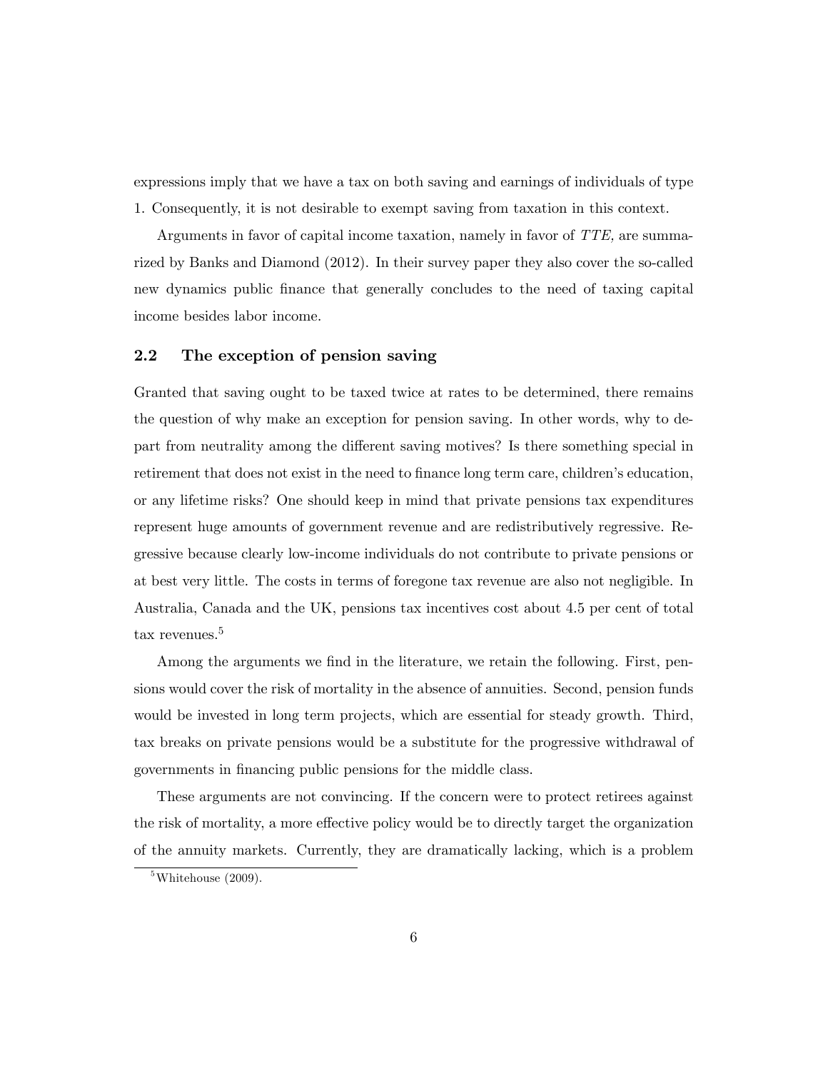expressions imply that we have a tax on both saving and earnings of individuals of type 1. Consequently, it is not desirable to exempt saving from taxation in this context.

Arguments in favor of capital income taxation, namely in favor of *TTE,* are summarized by Banks and Diamond (2012). In their survey paper they also cover the so-called new dynamics public finance that generally concludes to the need of taxing capital income besides labor income.

## 2.2 The exception of pension saving

Granted that saving ought to be taxed twice at rates to be determined, there remains the question of why make an exception for pension saving. In other words, why to depart from neutrality among the different saving motives? Is there something special in retirement that does not exist in the need to finance long term care, children's education, or any lifetime risks? One should keep in mind that private pensions tax expenditures represent huge amounts of government revenue and are redistributively regressive. Regressive because clearly low-income individuals do not contribute to private pensions or at best very little. The costs in terms of foregone tax revenue are also not negligible. In Australia, Canada and the UK, pensions tax incentives cost about 4.5 per cent of total tax revenues.[5]

Among the arguments we find in the literature, we retain the following. First, pensions would cover the risk of mortality in the absence of annuities. Second, pension funds would be invested in long term projects, which are essential for steady growth. Third, tax breaks on private pensions would be a substitute for the progressive withdrawal of governments in financing public pensions for the middle class.

These arguments are not convincing. If the concern were to protect retirees against the risk of mortality, a more effective policy would be to directly target the organization of the annuity markets. Currently, they are dramatically lacking, which is a problem

[5] Whitehouse (2009).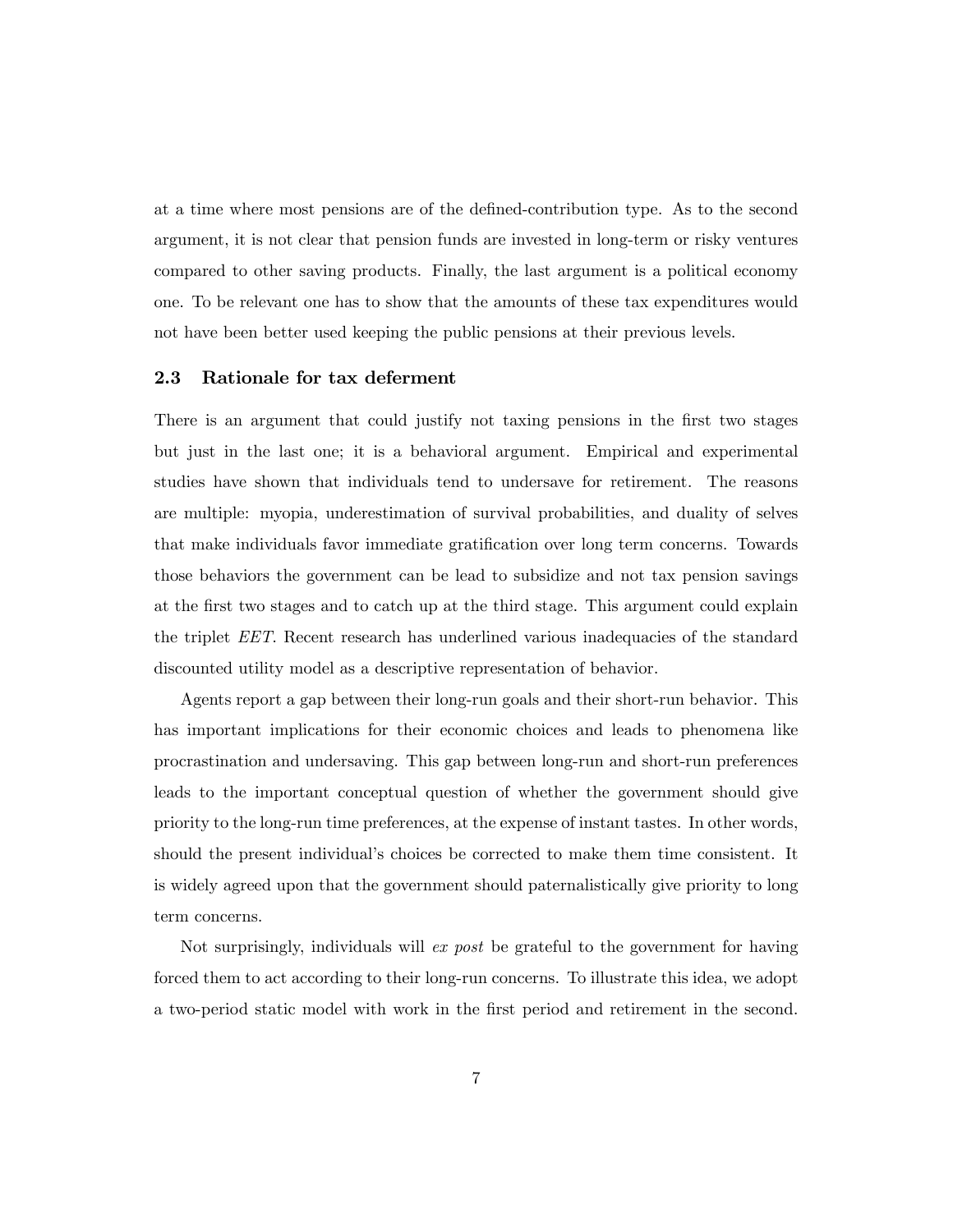at a time where most pensions are of the defined-contribution type. As to the second argument, it is not clear that pension funds are invested in long-term or risky ventures compared to other saving products. Finally, the last argument is a political economy one. To be relevant one has to show that the amounts of these tax expenditures would not have been better used keeping the public pensions at their previous levels.

### 2.3 Rationale for tax deferment

There is an argument that could justify not taxing pensions in the first two stages but just in the last one; it is a behavioral argument. Empirical and experimental studies have shown that individuals tend to undersave for retirement. The reasons are multiple: myopia, underestimation of survival probabilities, and duality of selves that make individuals favor immediate gratification over long term concerns. Towards those behaviors the government can be lead to subsidize and not tax pension savings at the first two stages and to catch up at the third stage. This argument could explain the triplet *EET*. Recent research has underlined various inadequacies of the standard discounted utility model as a descriptive representation of behavior.

Agents report a gap between their long-run goals and their short-run behavior. This has important implications for their economic choices and leads to phenomena like procrastination and undersaving. This gap between long-run and short-run preferences leads to the important conceptual question of whether the government should give priority to the long-run time preferences, at the expense of instant tastes. In other words, should the present individual's choices be corrected to make them time consistent. It is widely agreed upon that the government should paternalistically give priority to long term concerns.

Not surprisingly, individuals will *ex post* be grateful to the government for having forced them to act according to their long-run concerns. To illustrate this idea, we adopt a two-period static model with work in the first period and retirement in the second.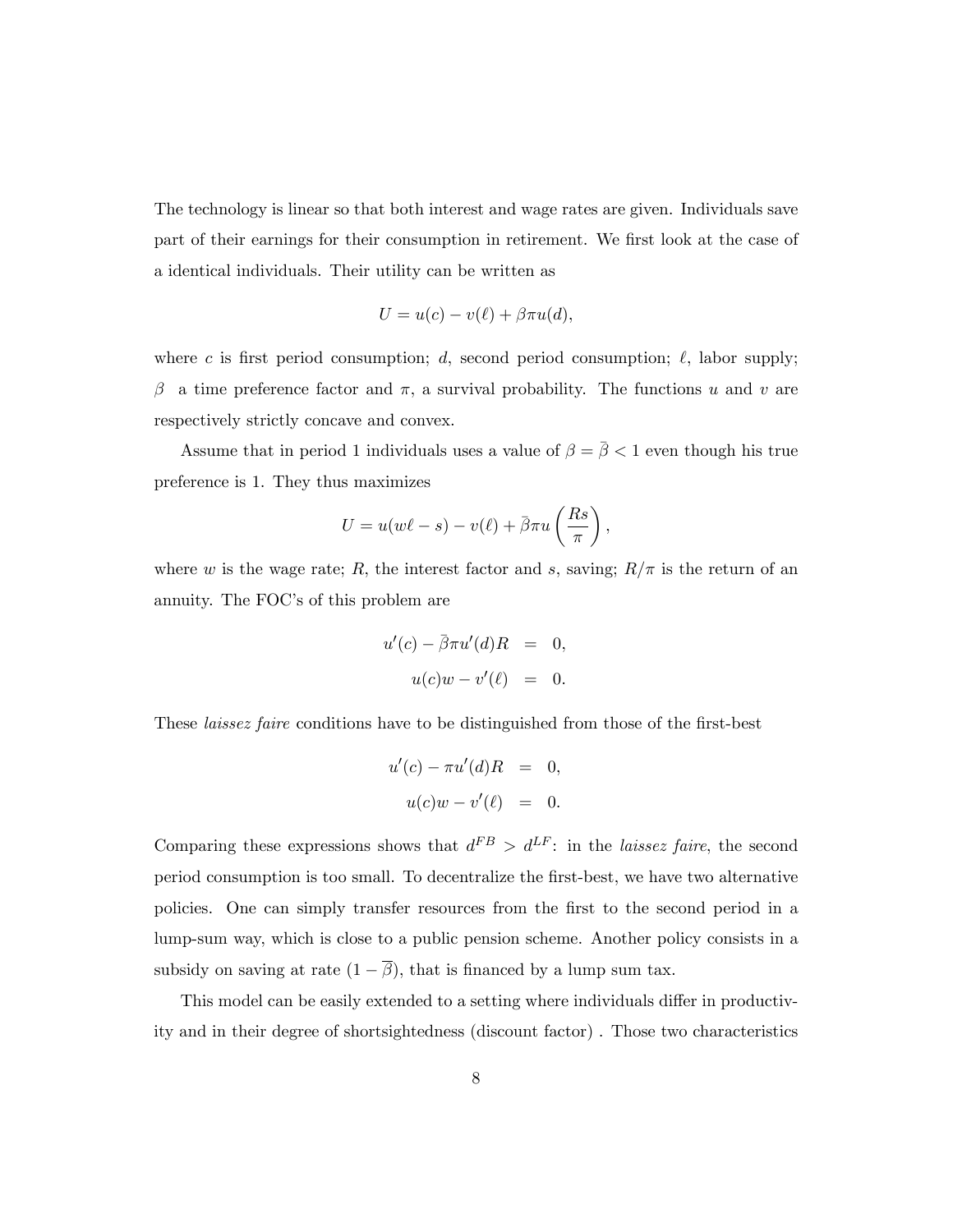The technology is linear so that both interest and wage rates are given. Individuals save part of their earnings for their consumption in retirement. We first look at the case of a identical individuals. Their utility can be written as

$$U = u(c) - v(\ell) + \beta\pi u(d),$$

where $c$ is first period consumption; $d$, second period consumption; $\ell$, labor supply; $\beta$ a time preference factor and $\pi$, a survival probability. The functions $u$ and $v$ are respectively strictly concave and convex.

Assume that in period 1 individuals uses a value of $\beta = \bar{\beta} < 1$ even though his true preference is 1. They thus maximizes

$$U = u(w\ell - s) - v(\ell) + \bar{\beta}\pi u\left(\frac{Rs}{\pi}\right),$$

where $w$ is the wage rate; $R$, the interest factor and $s$, saving; $R/\pi$ is the return of an annuity. The FOC's of this problem are

$$\begin{aligned} u'(c) - \bar{\beta}\pi u'(d)R &= 0, \\ u(c)w - v'(\ell) &= 0. \end{aligned}$$

These *laissez faire* conditions have to be distinguished from those of the first-best

$$\begin{aligned} u'(c) - \pi u'(d)R &= 0, \\ u(c)w - v'(\ell) &= 0. \end{aligned}$$

Comparing these expressions shows that $d^{FB} > d^{LF}$: in the *laissez faire*, the second period consumption is too small. To decentralize the first-best, we have two alternative policies. One can simply transfer resources from the first to the second period in a lump-sum way, which is close to a public pension scheme. Another policy consists in a subsidy on saving at rate $(1 - \overline{\beta})$, that is financed by a lump sum tax.

This model can be easily extended to a setting where individuals differ in productivity and in their degree of shortsightedness (discount factor) . Those two characteristics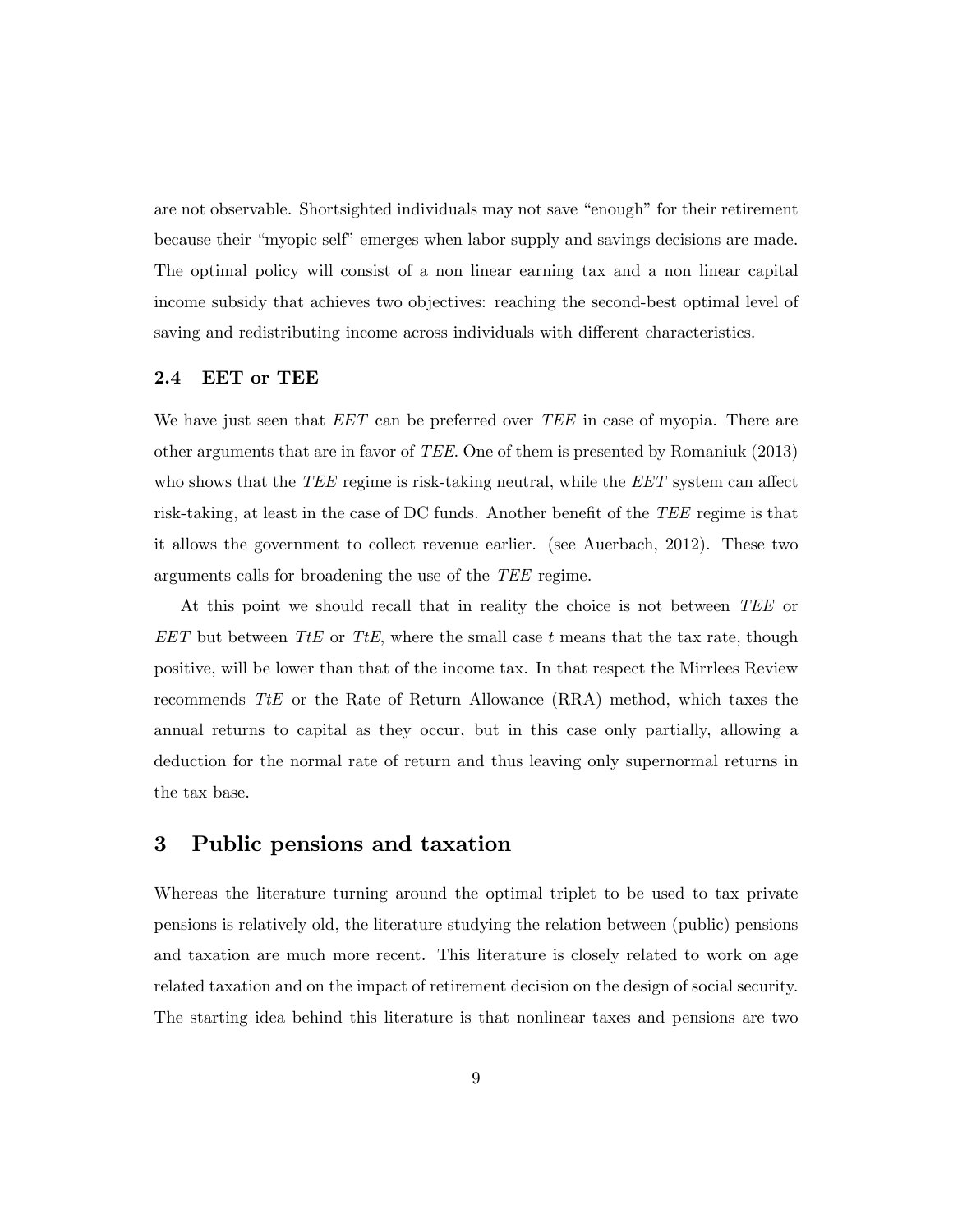are not observable. Shortsighted individuals may not save "enough" for their retirement because their "myopic self" emerges when labor supply and savings decisions are made. The optimal policy will consist of a non linear earning tax and a non linear capital income subsidy that achieves two objectives: reaching the second-best optimal level of saving and redistributing income across individuals with different characteristics.

### 2.4 EET or TEE

We have just seen that *EET* can be preferred over *TEE* in case of myopia. There are other arguments that are in favor of *TEE*. One of them is presented by Romaniuk (2013) who shows that the *TEE* regime is risk-taking neutral, while the *EET* system can affect risk-taking, at least in the case of DC funds. Another benefit of the *TEE* regime is that it allows the government to collect revenue earlier. (see Auerbach, 2012). These two arguments calls for broadening the use of the *TEE* regime.

At this point we should recall that in reality the choice is not between *TEE* or *EET* but between *TtE* or *TtE*, where the small case *t* means that the tax rate, though positive, will be lower than that of the income tax. In that respect the Mirrlees Review recommends *TtE* or the Rate of Return Allowance (RRA) method, which taxes the annual returns to capital as they occur, but in this case only partially, allowing a deduction for the normal rate of return and thus leaving only supernormal returns in the tax base.

## 3 Public pensions and taxation

Whereas the literature turning around the optimal triplet to be used to tax private pensions is relatively old, the literature studying the relation between (public) pensions and taxation are much more recent. This literature is closely related to work on age related taxation and on the impact of retirement decision on the design of social security. The starting idea behind this literature is that nonlinear taxes and pensions are two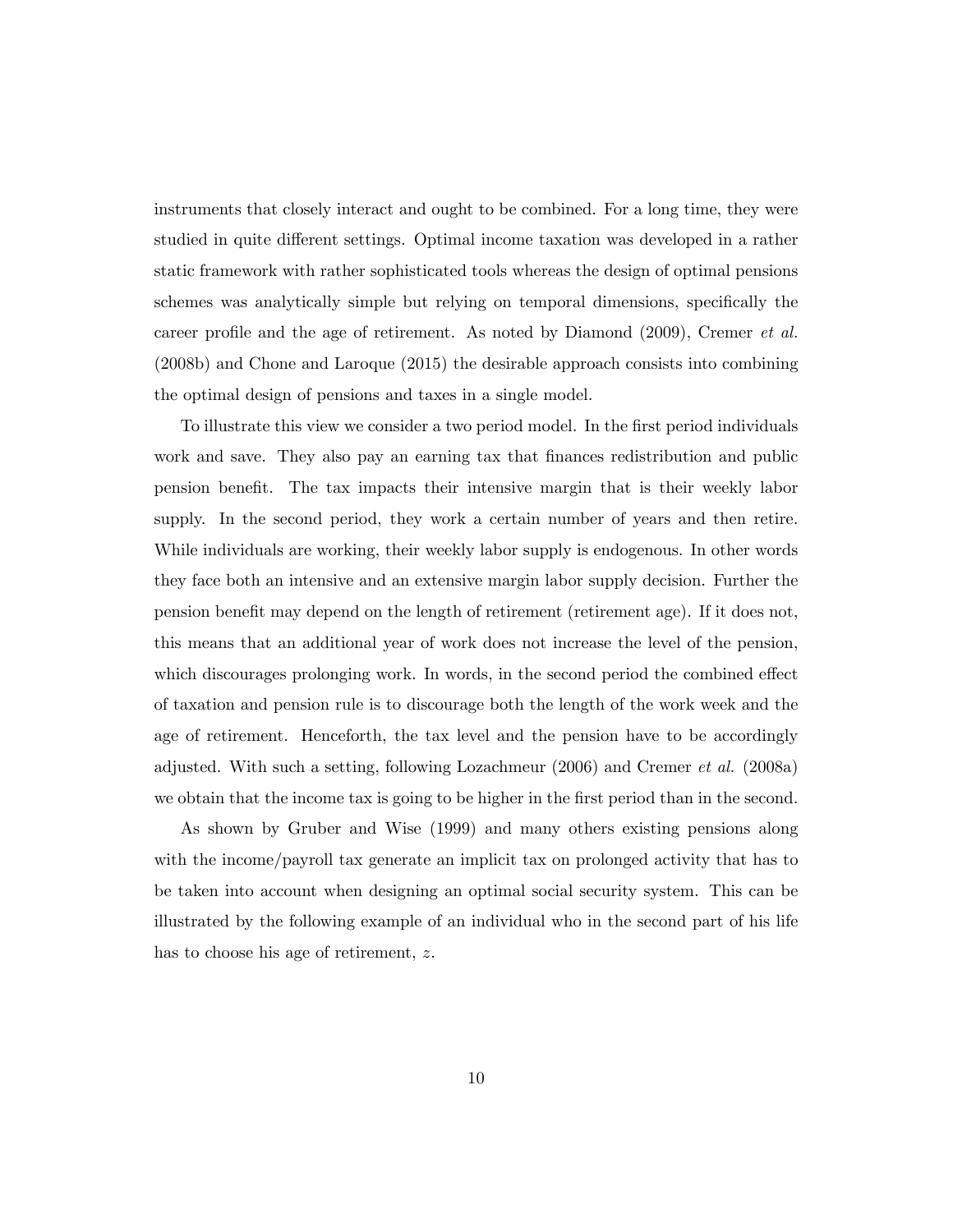instruments that closely interact and ought to be combined. For a long time, they were studied in quite different settings. Optimal income taxation was developed in a rather static framework with rather sophisticated tools whereas the design of optimal pensions schemes was analytically simple but relying on temporal dimensions, specifically the career profile and the age of retirement. As noted by Diamond (2009), Cremer *et al.* (2008b) and Chone and Laroque (2015) the desirable approach consists into combining the optimal design of pensions and taxes in a single model.

To illustrate this view we consider a two period model. In the first period individuals work and save. They also pay an earning tax that finances redistribution and public pension benefit. The tax impacts their intensive margin that is their weekly labor supply. In the second period, they work a certain number of years and then retire. While individuals are working, their weekly labor supply is endogenous. In other words they face both an intensive and an extensive margin labor supply decision. Further the pension benefit may depend on the length of retirement (retirement age). If it does not, this means that an additional year of work does not increase the level of the pension, which discourages prolonging work. In words, in the second period the combined effect of taxation and pension rule is to discourage both the length of the work week and the age of retirement. Henceforth, the tax level and the pension have to be accordingly adjusted. With such a setting, following Lozachmeur (2006) and Cremer *et al.* (2008a) we obtain that the income tax is going to be higher in the first period than in the second.

As shown by Gruber and Wise (1999) and many others existing pensions along with the income/payroll tax generate an implicit tax on prolonged activity that has to be taken into account when designing an optimal social security system. This can be illustrated by the following example of an individual who in the second part of his life has to choose his age of retirement, $z$.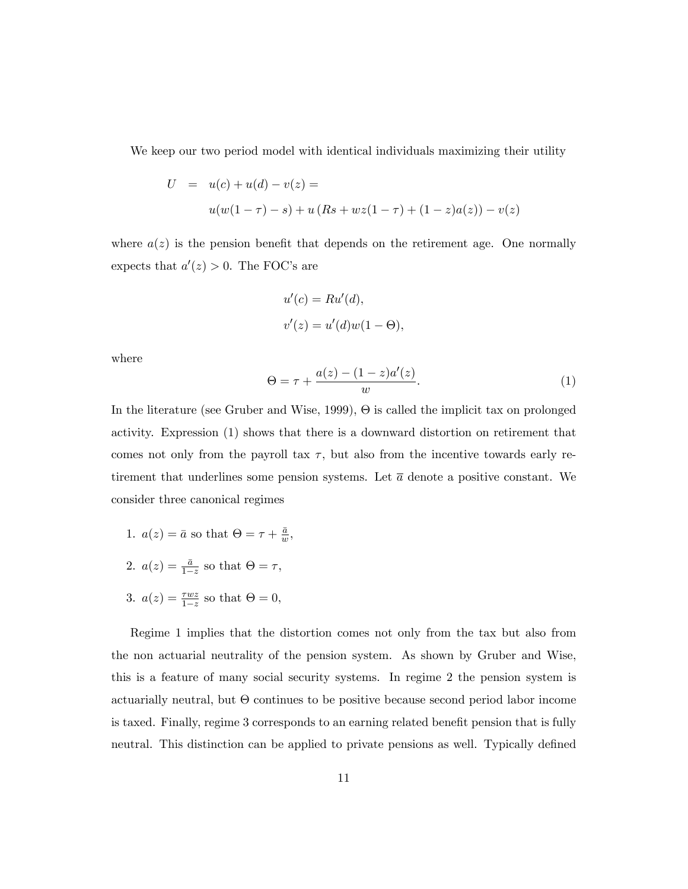We keep our two period model with identical individuals maximizing their utility

$$
\begin{aligned}
U &= u(c) + u(d) - v(z) = \\
&\quad u(w(1-\tau) - s) + u\left(Rs + wz(1-\tau) + (1-z)a(z)\right) - v(z)
\end{aligned}
$$

where $a(z)$ is the pension benefit that depends on the retirement age. One normally expects that $a'(z) > 0$. The FOC's are

$$
u'(c) = Ru'(d),
$$

$$
v'(z) = u'(d)w(1-\Theta),
$$

where

$$
\Theta = \tau + \frac{a(z) - (1-z)a'(z)}{w}. \tag{1}
$$

In the literature (see Gruber and Wise, 1999), $\Theta$ is called the implicit tax on prolonged activity. Expression (1) shows that there is a downward distortion on retirement that comes not only from the payroll tax $\tau$, but also from the incentive towards early retirement that underlines some pension systems. Let $\overline{a}$ denote a positive constant. We consider three canonical regimes

1. $a(z) = \bar{a}$ so that $\Theta = \tau + \frac{\bar{a}}{w}$,

2. $a(z) = \frac{\bar{a}}{1-z}$ so that $\Theta = \tau$,

3. $a(z) = \frac{\tau w z}{1-z}$ so that $\Theta = 0$,

Regime 1 implies that the distortion comes not only from the tax but also from the non actuarial neutrality of the pension system. As shown by Gruber and Wise, this is a feature of many social security systems. In regime 2 the pension system is actuarially neutral, but $\Theta$ continues to be positive because second period labor income is taxed. Finally, regime 3 corresponds to an earning related benefit pension that is fully neutral. This distinction can be applied to private pensions as well. Typically defined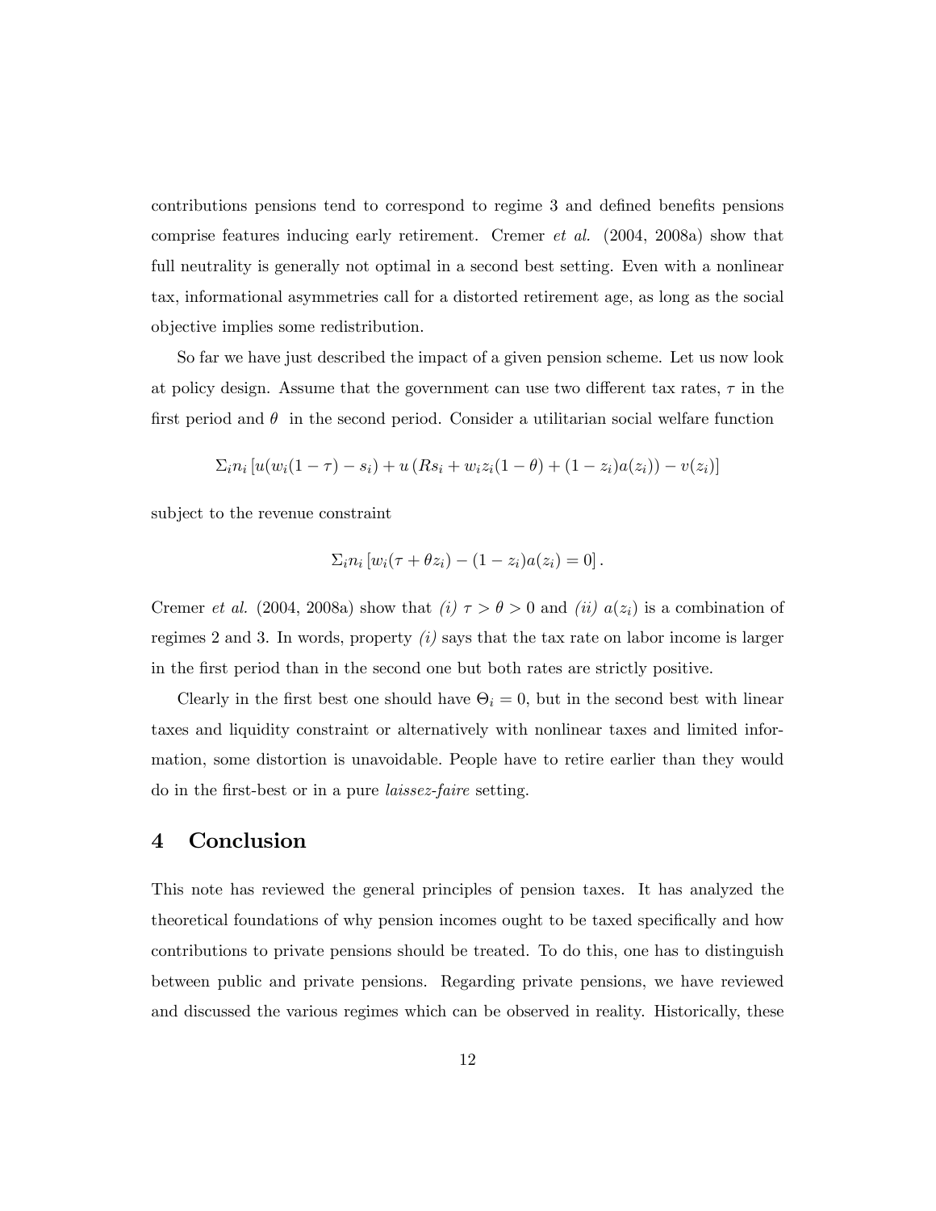contributions pensions tend to correspond to regime 3 and defined benefits pensions comprise features inducing early retirement. Cremer *et al.* (2004, 2008a) show that full neutrality is generally not optimal in a second best setting. Even with a nonlinear tax, informational asymmetries call for a distorted retirement age, as long as the social objective implies some redistribution.

So far we have just described the impact of a given pension scheme. Let us now look at policy design. Assume that the government can use two different tax rates, $\tau$ in the first period and $\theta$ in the second period. Consider a utilitarian social welfare function

$$\Sigma_i n_i \left[ u(w_i(1-\tau) - s_i) + u\left(Rs_i + w_i z_i(1-\theta) + (1-z_i)a(z_i)\right) - v(z_i) \right]$$

subject to the revenue constraint

$$\Sigma_i n_i \left[ w_i(\tau + \theta z_i) - (1-z_i)a(z_i) = 0 \right].$$

Cremer *et al.* (2004, 2008a) show that *(i)* $\tau > \theta > 0$ and *(ii)* $a(z_i)$ is a combination of regimes 2 and 3. In words, property *(i)* says that the tax rate on labor income is larger in the first period than in the second one but both rates are strictly positive.

Clearly in the first best one should have $\Theta_i = 0$, but in the second best with linear taxes and liquidity constraint or alternatively with nonlinear taxes and limited information, some distortion is unavoidable. People have to retire earlier than they would do in the first-best or in a pure *laissez-faire* setting.

# 4 Conclusion

This note has reviewed the general principles of pension taxes. It has analyzed the theoretical foundations of why pension incomes ought to be taxed specifically and how contributions to private pensions should be treated. To do this, one has to distinguish between public and private pensions. Regarding private pensions, we have reviewed and discussed the various regimes which can be observed in reality. Historically, these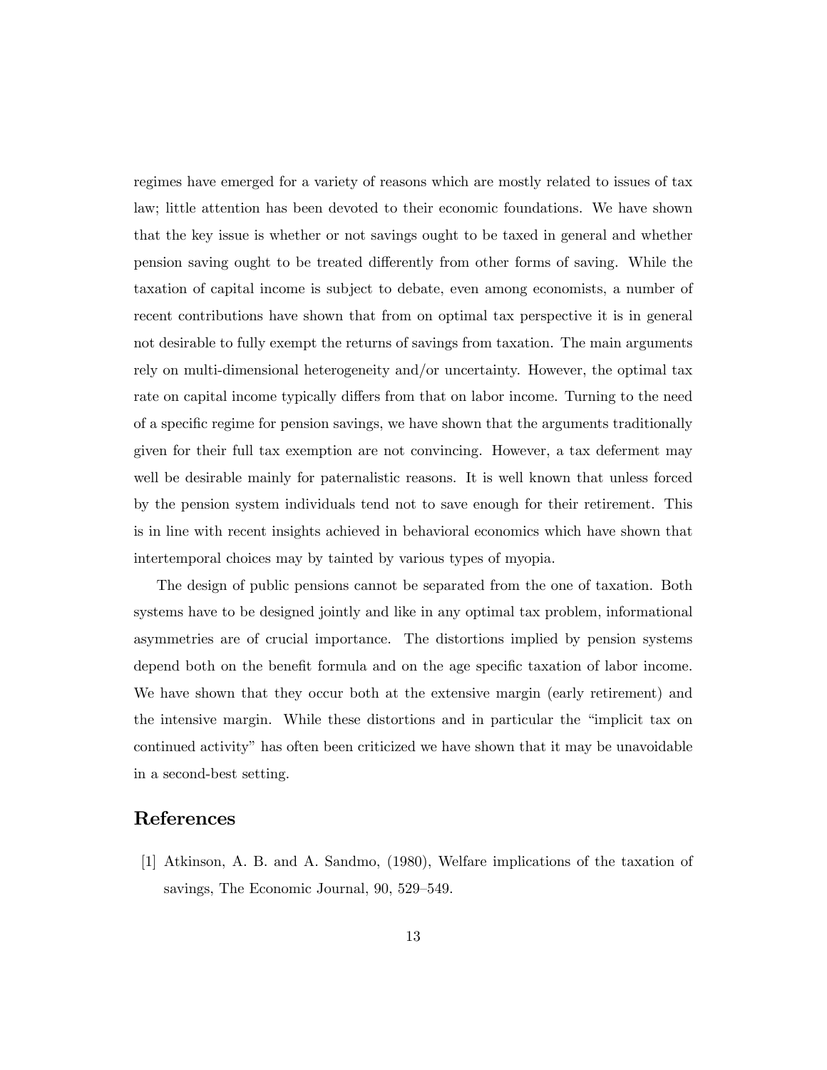regimes have emerged for a variety of reasons which are mostly related to issues of tax law; little attention has been devoted to their economic foundations. We have shown that the key issue is whether or not savings ought to be taxed in general and whether pension saving ought to be treated differently from other forms of saving. While the taxation of capital income is subject to debate, even among economists, a number of recent contributions have shown that from on optimal tax perspective it is in general not desirable to fully exempt the returns of savings from taxation. The main arguments rely on multi-dimensional heterogeneity and/or uncertainty. However, the optimal tax rate on capital income typically differs from that on labor income. Turning to the need of a specific regime for pension savings, we have shown that the arguments traditionally given for their full tax exemption are not convincing. However, a tax deferment may well be desirable mainly for paternalistic reasons. It is well known that unless forced by the pension system individuals tend not to save enough for their retirement. This is in line with recent insights achieved in behavioral economics which have shown that intertemporal choices may by tainted by various types of myopia.

The design of public pensions cannot be separated from the one of taxation. Both systems have to be designed jointly and like in any optimal tax problem, informational asymmetries are of crucial importance. The distortions implied by pension systems depend both on the benefit formula and on the age specific taxation of labor income. We have shown that they occur both at the extensive margin (early retirement) and the intensive margin. While these distortions and in particular the "implicit tax on continued activity" has often been criticized we have shown that it may be unavoidable in a second-best setting.

## References

[1] Atkinson, A. B. and A. Sandmo, (1980), Welfare implications of the taxation of savings, The Economic Journal, 90, 529–549.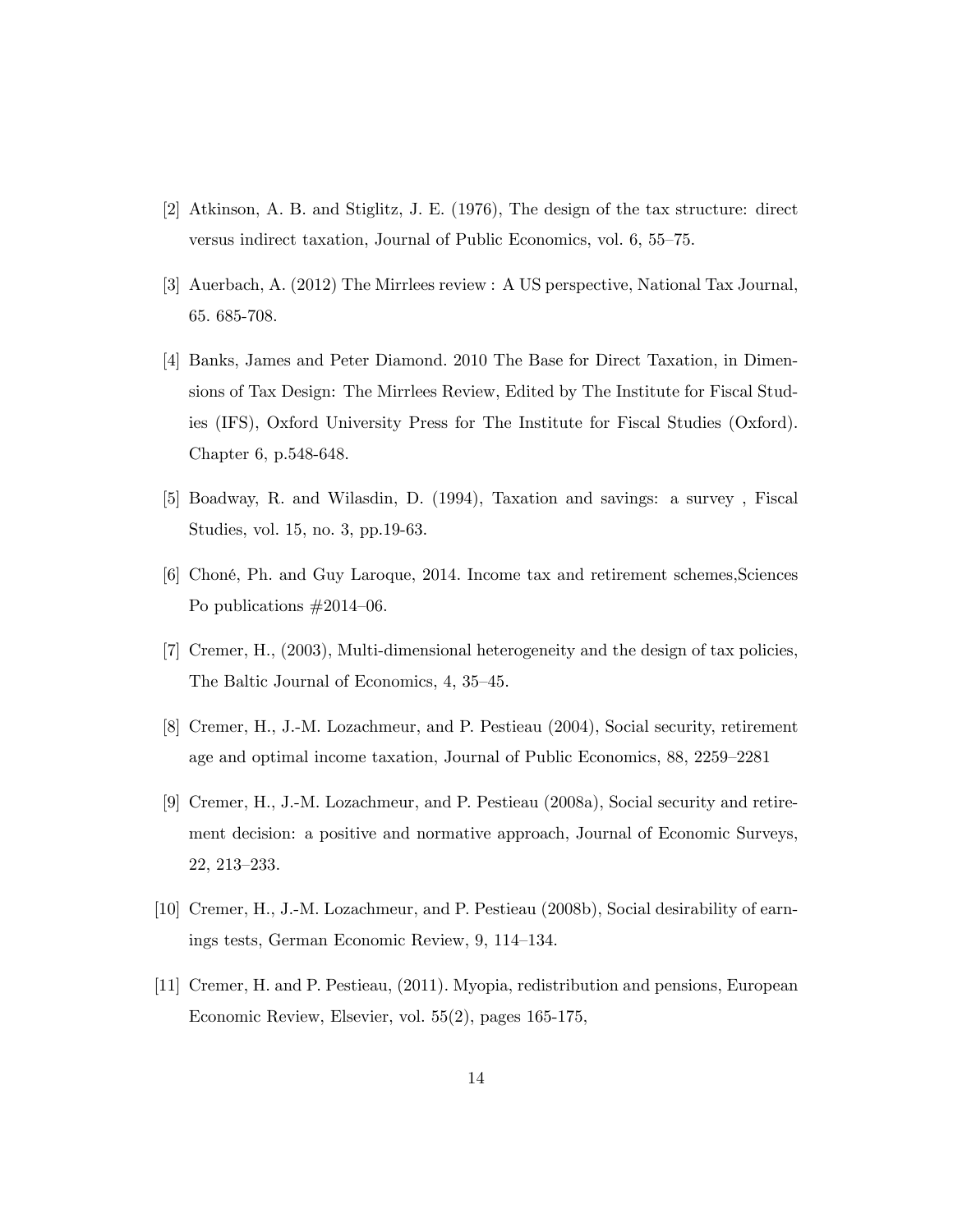[2] Atkinson, A. B. and Stiglitz, J. E. (1976), The design of the tax structure: direct versus indirect taxation, Journal of Public Economics, vol. 6, 55–75.

[3] Auerbach, A. (2012) The Mirrlees review : A US perspective, National Tax Journal, 65. 685-708.

[4] Banks, James and Peter Diamond. 2010 The Base for Direct Taxation, in Dimensions of Tax Design: The Mirrlees Review, Edited by The Institute for Fiscal Studies (IFS), Oxford University Press for The Institute for Fiscal Studies (Oxford). Chapter 6, p.548-648.

[5] Boadway, R. and Wilasdin, D. (1994), Taxation and savings: a survey , Fiscal Studies, vol. 15, no. 3, pp.19-63.

[6] Choné, Ph. and Guy Laroque, 2014. Income tax and retirement schemes,Sciences Po publications #2014–06.

[7] Cremer, H., (2003), Multi-dimensional heterogeneity and the design of tax policies, The Baltic Journal of Economics, 4, 35–45.

[8] Cremer, H., J.-M. Lozachmeur, and P. Pestieau (2004), Social security, retirement age and optimal income taxation, Journal of Public Economics, 88, 2259–2281

[9] Cremer, H., J.-M. Lozachmeur, and P. Pestieau (2008a), Social security and retirement decision: a positive and normative approach, Journal of Economic Surveys, 22, 213–233.

[10] Cremer, H., J.-M. Lozachmeur, and P. Pestieau (2008b), Social desirability of earnings tests, German Economic Review, 9, 114–134.

[11] Cremer, H. and P. Pestieau, (2011). Myopia, redistribution and pensions, European Economic Review, Elsevier, vol. 55(2), pages 165-175,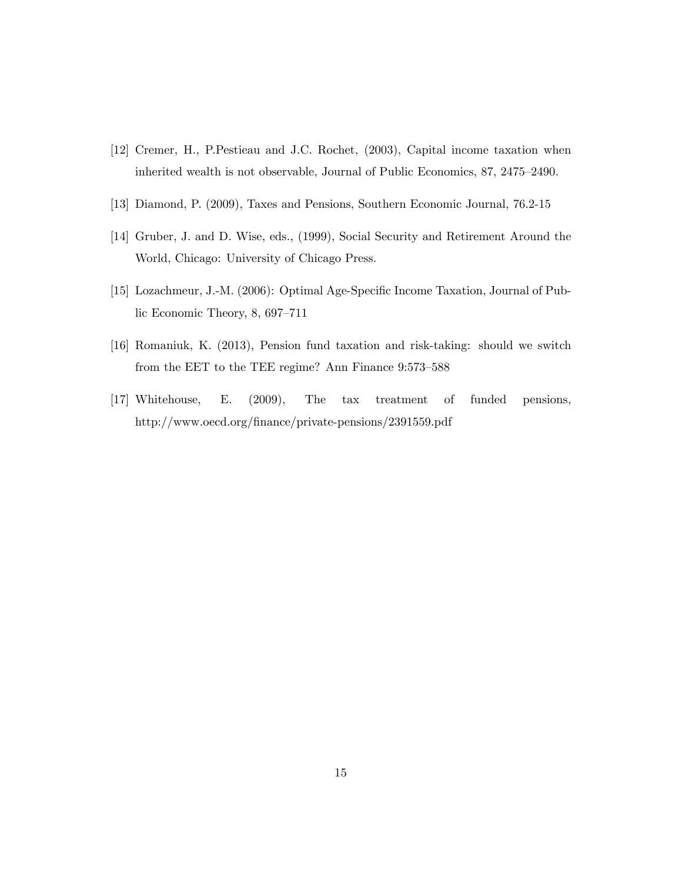[12] Cremer, H., P.Pestieau and J.C. Rochet, (2003), Capital income taxation when inherited wealth is not observable, Journal of Public Economics, 87, 2475–2490.

[13] Diamond, P. (2009), Taxes and Pensions, Southern Economic Journal, 76.2-15

[14] Gruber, J. and D. Wise, eds., (1999), Social Security and Retirement Around the World, Chicago: University of Chicago Press.

[15] Lozachmeur, J.-M. (2006): Optimal Age-Specific Income Taxation, Journal of Public Economic Theory, 8, 697–711

[16] Romaniuk, K. (2013), Pension fund taxation and risk-taking: should we switch from the EET to the TEE regime? Ann Finance 9:573–588

[17] Whitehouse, E. (2009), The tax treatment of funded pensions, http://www.oecd.org/finance/private-pensions/2391559.pdf